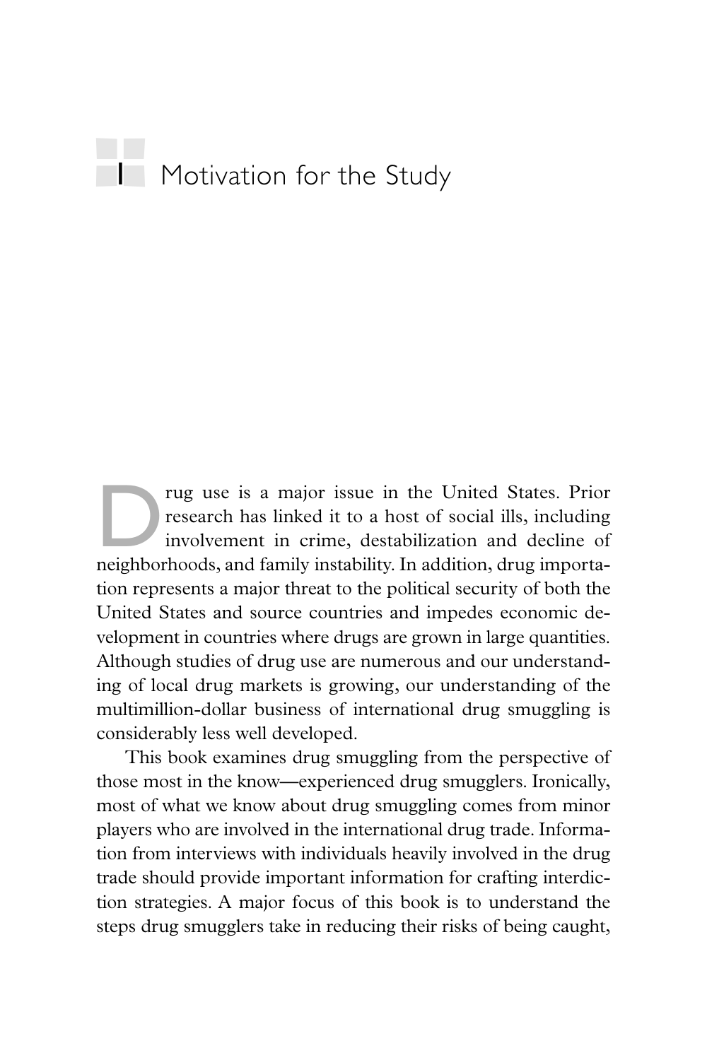# 1 Motivation for the Study

Drug use is a major issue in the United States. Prior research has linked it to a host of social ills, including involvement in crime, destabilization and decline of neighborhoods, and family instability. In addition, drug importation represents a major threat to the political security of both the United States and source countries and impedes economic development in countries where drugs are grown in large quantities. Although studies of drug use are numerous and our understanding of local drug markets is growing, our understanding of the multimillion-dollar business of international drug smuggling is considerably less well developed.

This book examines drug smuggling from the perspective of those most in the know—experienced drug smugglers. Ironically, most of what we know about drug smuggling comes from minor players who are involved in the international drug trade. Information from interviews with individuals heavily involved in the drug trade should provide important information for crafting interdiction strategies. A major focus of this book is to understand the steps drug smugglers take in reducing their risks of being caught,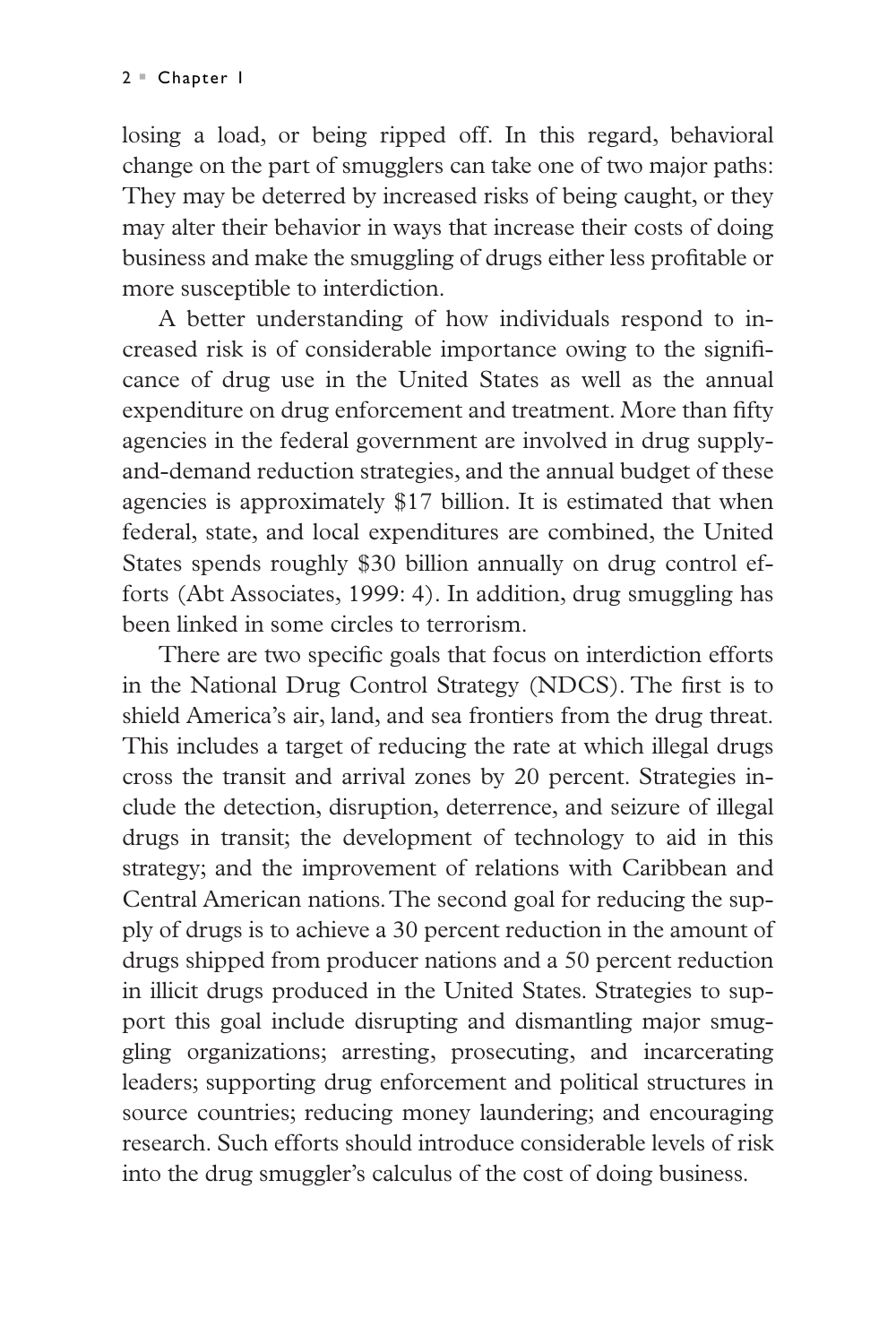losing a load, or being ripped off. In this regard, behavioral change on the part of smugglers can take one of two major paths: They may be deterred by increased risks of being caught, or they may alter their behavior in ways that increase their costs of doing business and make the smuggling of drugs either less profitable or more susceptible to interdiction.

A better understanding of how individuals respond to increased risk is of considerable importance owing to the significance of drug use in the United States as well as the annual expenditure on drug enforcement and treatment. More than fifty agencies in the federal government are involved in drug supply-and-demand reduction strategies, and the annual budget of these agencies is approximately $17 billion. It is estimated that when federal, state, and local expenditures are combined, the United States spends roughly $30 billion annually on drug control efforts (Abt Associates, 1999: 4). In addition, drug smuggling has been linked in some circles to terrorism.

There are two specific goals that focus on interdiction efforts in the National Drug Control Strategy (NDCS). The first is to shield America's air, land, and sea frontiers from the drug threat. This includes a target of reducing the rate at which illegal drugs cross the transit and arrival zones by 20 percent. Strategies include the detection, disruption, deterrence, and seizure of illegal drugs in transit; the development of technology to aid in this strategy; and the improvement of relations with Caribbean and Central American nations. The second goal for reducing the supply of drugs is to achieve a 30 percent reduction in the amount of drugs shipped from producer nations and a 50 percent reduction in illicit drugs produced in the United States. Strategies to support this goal include disrupting and dismantling major smuggling organizations; arresting, prosecuting, and incarcerating leaders; supporting drug enforcement and political structures in source countries; reducing money laundering; and encouraging research. Such efforts should introduce considerable levels of risk into the drug smuggler's calculus of the cost of doing business.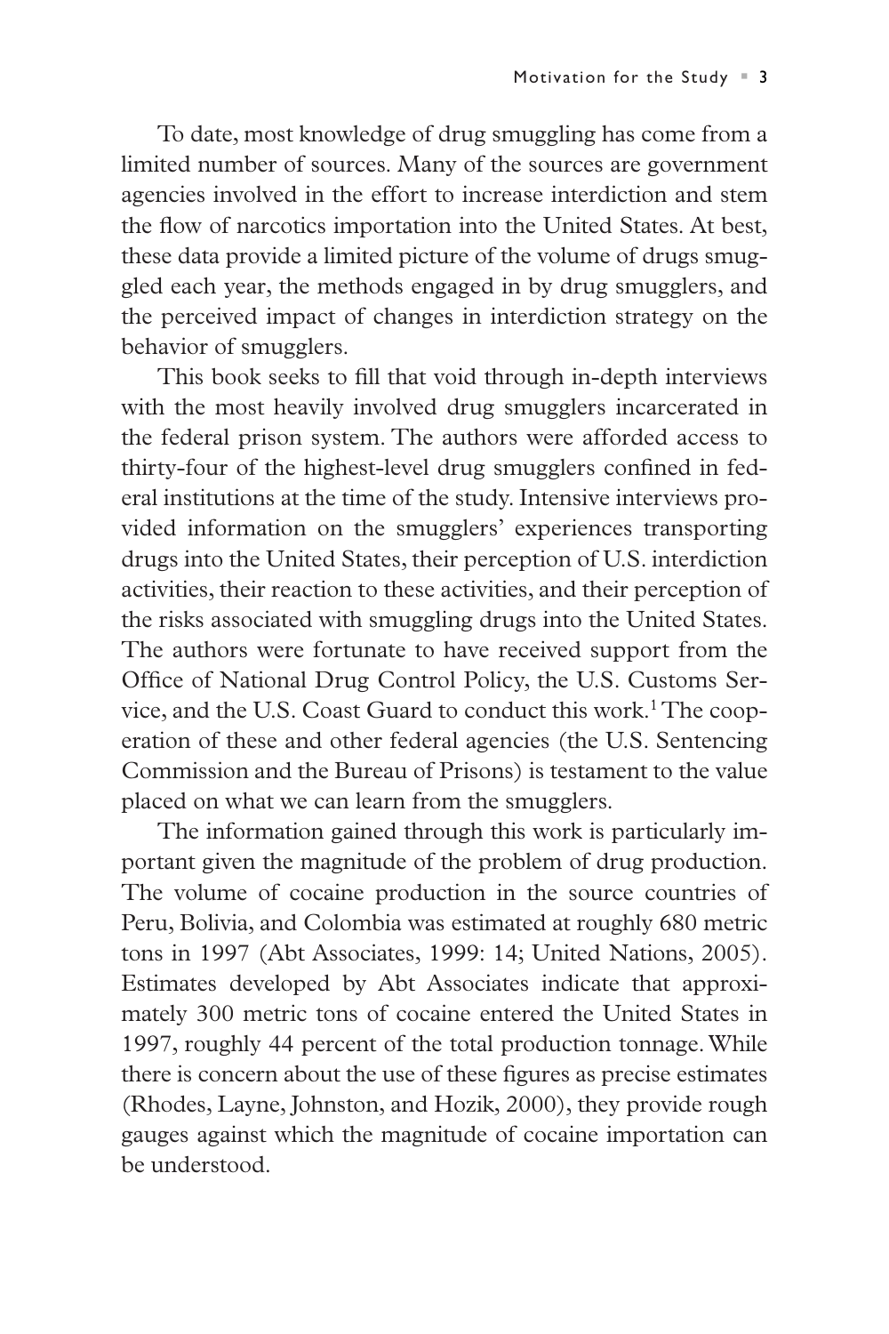To date, most knowledge of drug smuggling has come from a limited number of sources. Many of the sources are government agencies involved in the effort to increase interdiction and stem the flow of narcotics importation into the United States. At best, these data provide a limited picture of the volume of drugs smuggled each year, the methods engaged in by drug smugglers, and the perceived impact of changes in interdiction strategy on the behavior of smugglers.

This book seeks to fill that void through in-depth interviews with the most heavily involved drug smugglers incarcerated in the federal prison system. The authors were afforded access to thirty-four of the highest-level drug smugglers confined in federal institutions at the time of the study. Intensive interviews provided information on the smugglers' experiences transporting drugs into the United States, their perception of U.S. interdiction activities, their reaction to these activities, and their perception of the risks associated with smuggling drugs into the United States. The authors were fortunate to have received support from the Office of National Drug Control Policy, the U.S. Customs Service, and the U.S. Coast Guard to conduct this work.[1] The cooperation of these and other federal agencies (the U.S. Sentencing Commission and the Bureau of Prisons) is testament to the value placed on what we can learn from the smugglers.

The information gained through this work is particularly important given the magnitude of the problem of drug production. The volume of cocaine production in the source countries of Peru, Bolivia, and Colombia was estimated at roughly 680 metric tons in 1997 (Abt Associates, 1999: 14; United Nations, 2005). Estimates developed by Abt Associates indicate that approximately 300 metric tons of cocaine entered the United States in 1997, roughly 44 percent of the total production tonnage. While there is concern about the use of these figures as precise estimates (Rhodes, Layne, Johnston, and Hozik, 2000), they provide rough gauges against which the magnitude of cocaine importation can be understood.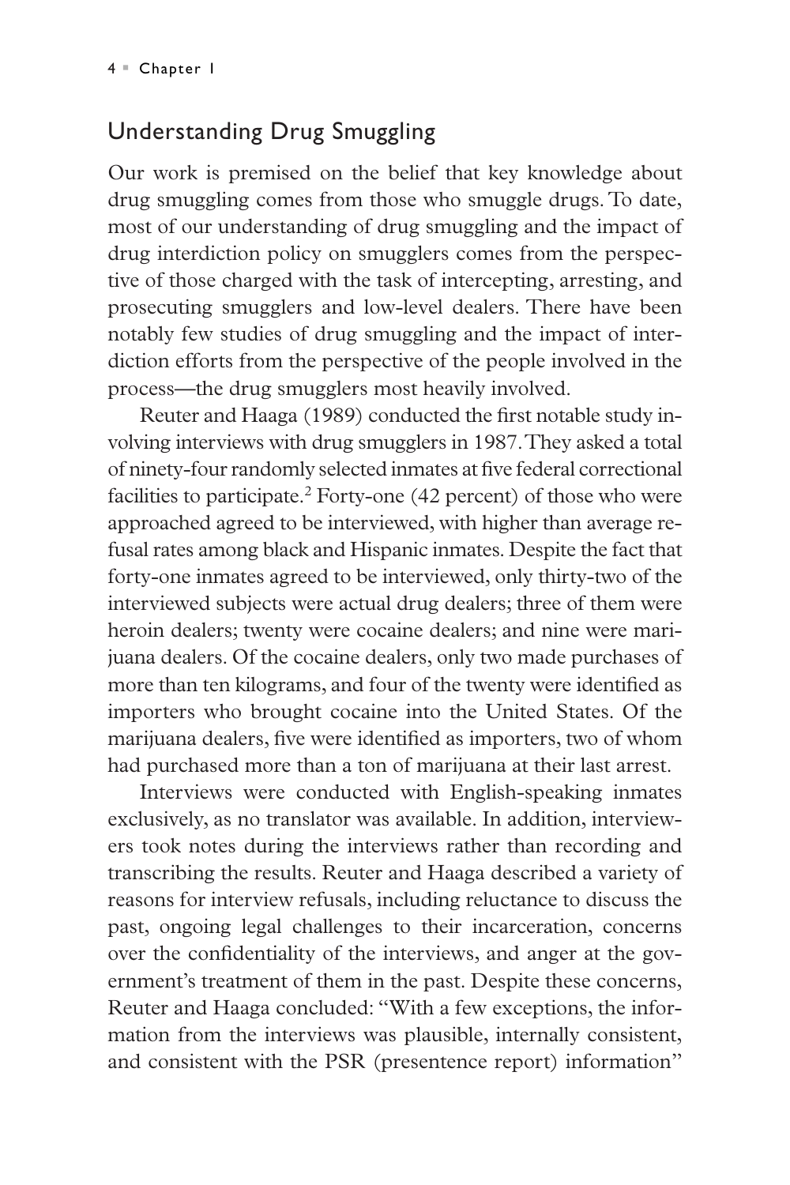## Understanding Drug Smuggling

Our work is premised on the belief that key knowledge about drug smuggling comes from those who smuggle drugs. To date, most of our understanding of drug smuggling and the impact of drug interdiction policy on smugglers comes from the perspective of those charged with the task of intercepting, arresting, and prosecuting smugglers and low-level dealers. There have been notably few studies of drug smuggling and the impact of interdiction efforts from the perspective of the people involved in the process—the drug smugglers most heavily involved.

Reuter and Haaga (1989) conducted the first notable study involving interviews with drug smugglers in 1987. They asked a total of ninety-four randomly selected inmates at five federal correctional facilities to participate.[2] Forty-one (42 percent) of those who were approached agreed to be interviewed, with higher than average refusal rates among black and Hispanic inmates. Despite the fact that forty-one inmates agreed to be interviewed, only thirty-two of the interviewed subjects were actual drug dealers; three of them were heroin dealers; twenty were cocaine dealers; and nine were marijuana dealers. Of the cocaine dealers, only two made purchases of more than ten kilograms, and four of the twenty were identified as importers who brought cocaine into the United States. Of the marijuana dealers, five were identified as importers, two of whom had purchased more than a ton of marijuana at their last arrest.

Interviews were conducted with English-speaking inmates exclusively, as no translator was available. In addition, interviewers took notes during the interviews rather than recording and transcribing the results. Reuter and Haaga described a variety of reasons for interview refusals, including reluctance to discuss the past, ongoing legal challenges to their incarceration, concerns over the confidentiality of the interviews, and anger at the government's treatment of them in the past. Despite these concerns, Reuter and Haaga concluded: "With a few exceptions, the information from the interviews was plausible, internally consistent, and consistent with the PSR (presentence report) information"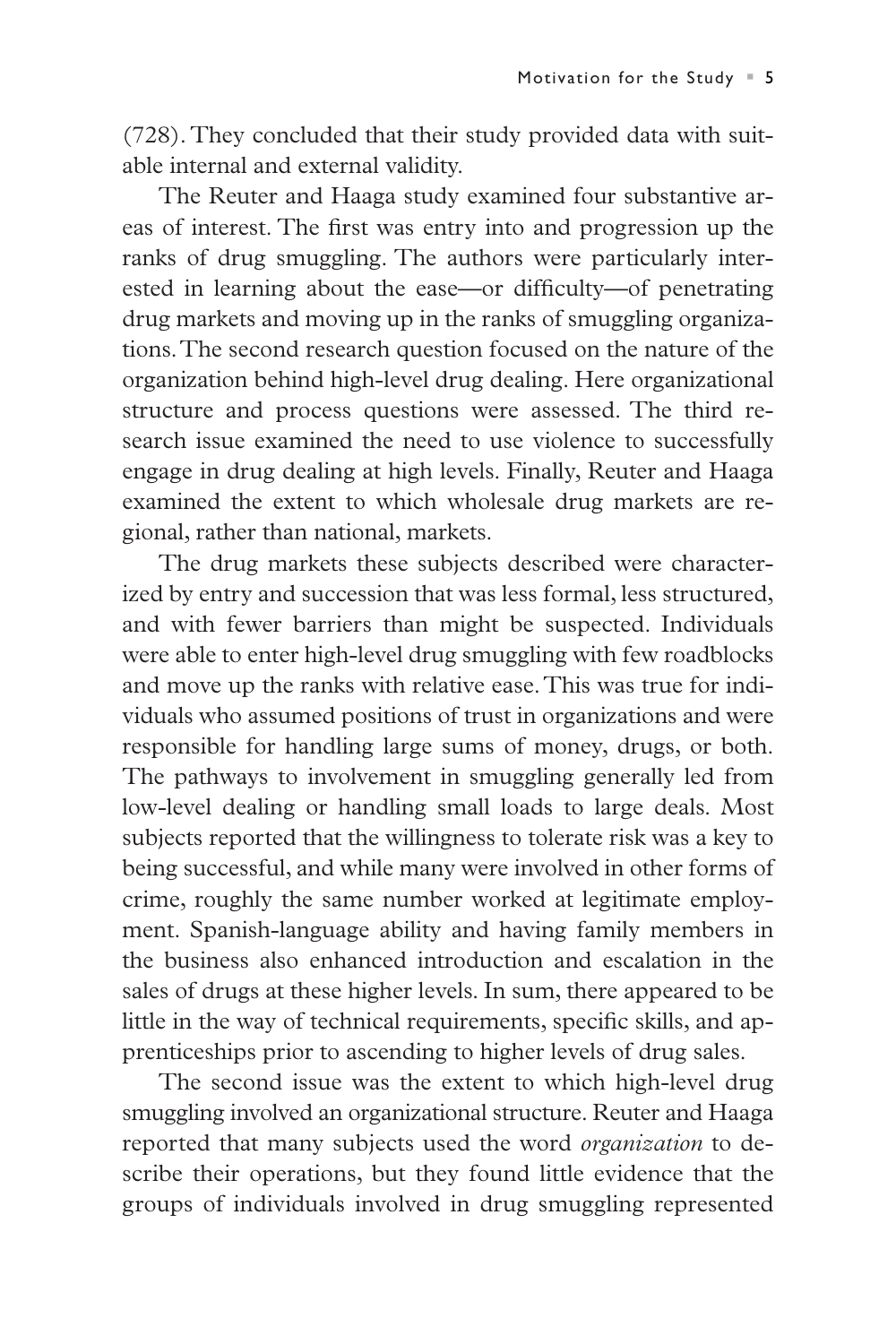(728). They concluded that their study provided data with suitable internal and external validity.

The Reuter and Haaga study examined four substantive areas of interest. The first was entry into and progression up the ranks of drug smuggling. The authors were particularly interested in learning about the ease—or difficulty—of penetrating drug markets and moving up in the ranks of smuggling organizations. The second research question focused on the nature of the organization behind high-level drug dealing. Here organizational structure and process questions were assessed. The third research issue examined the need to use violence to successfully engage in drug dealing at high levels. Finally, Reuter and Haaga examined the extent to which wholesale drug markets are regional, rather than national, markets.

The drug markets these subjects described were characterized by entry and succession that was less formal, less structured, and with fewer barriers than might be suspected. Individuals were able to enter high-level drug smuggling with few roadblocks and move up the ranks with relative ease. This was true for individuals who assumed positions of trust in organizations and were responsible for handling large sums of money, drugs, or both. The pathways to involvement in smuggling generally led from low-level dealing or handling small loads to large deals. Most subjects reported that the willingness to tolerate risk was a key to being successful, and while many were involved in other forms of crime, roughly the same number worked at legitimate employment. Spanish-language ability and having family members in the business also enhanced introduction and escalation in the sales of drugs at these higher levels. In sum, there appeared to be little in the way of technical requirements, specific skills, and apprenticeships prior to ascending to higher levels of drug sales.

The second issue was the extent to which high-level drug smuggling involved an organizational structure. Reuter and Haaga reported that many subjects used the word *organization* to describe their operations, but they found little evidence that the groups of individuals involved in drug smuggling represented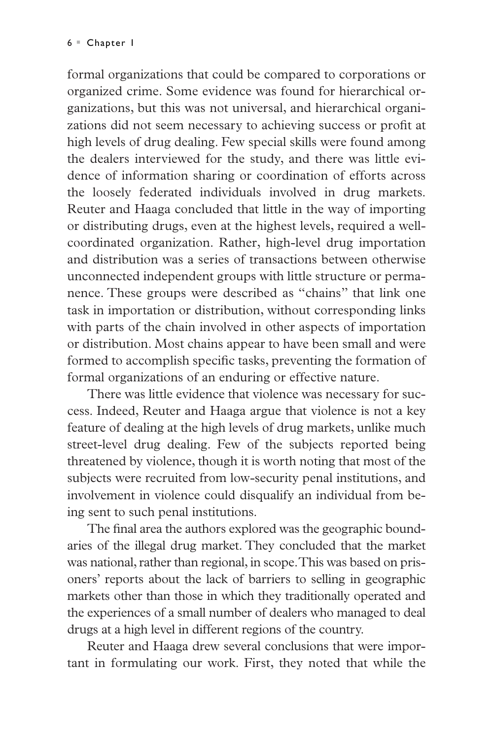formal organizations that could be compared to corporations or organized crime. Some evidence was found for hierarchical organizations, but this was not universal, and hierarchical organizations did not seem necessary to achieving success or profit at high levels of drug dealing. Few special skills were found among the dealers interviewed for the study, and there was little evidence of information sharing or coordination of efforts across the loosely federated individuals involved in drug markets. Reuter and Haaga concluded that little in the way of importing or distributing drugs, even at the highest levels, required a well-coordinated organization. Rather, high-level drug importation and distribution was a series of transactions between otherwise unconnected independent groups with little structure or permanence. These groups were described as "chains" that link one task in importation or distribution, without corresponding links with parts of the chain involved in other aspects of importation or distribution. Most chains appear to have been small and were formed to accomplish specific tasks, preventing the formation of formal organizations of an enduring or effective nature.

There was little evidence that violence was necessary for success. Indeed, Reuter and Haaga argue that violence is not a key feature of dealing at the high levels of drug markets, unlike much street-level drug dealing. Few of the subjects reported being threatened by violence, though it is worth noting that most of the subjects were recruited from low-security penal institutions, and involvement in violence could disqualify an individual from being sent to such penal institutions.

The final area the authors explored was the geographic boundaries of the illegal drug market. They concluded that the market was national, rather than regional, in scope. This was based on prisoners' reports about the lack of barriers to selling in geographic markets other than those in which they traditionally operated and the experiences of a small number of dealers who managed to deal drugs at a high level in different regions of the country.

Reuter and Haaga drew several conclusions that were important in formulating our work. First, they noted that while the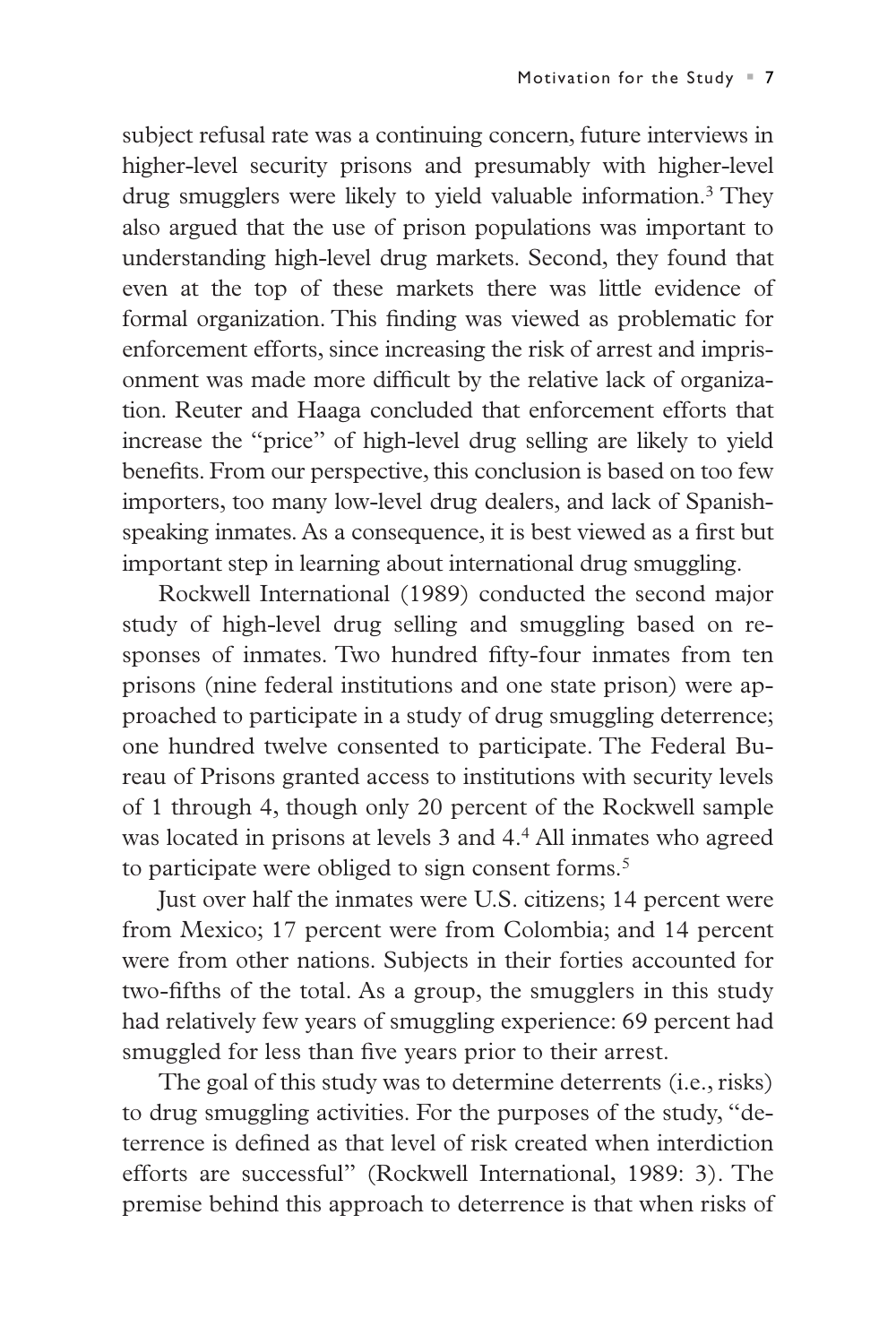subject refusal rate was a continuing concern, future interviews in higher-level security prisons and presumably with higher-level drug smugglers were likely to yield valuable information.[3] They also argued that the use of prison populations was important to understanding high-level drug markets. Second, they found that even at the top of these markets there was little evidence of formal organization. This finding was viewed as problematic for enforcement efforts, since increasing the risk of arrest and imprisonment was made more difficult by the relative lack of organization. Reuter and Haaga concluded that enforcement efforts that increase the "price" of high-level drug selling are likely to yield benefits. From our perspective, this conclusion is based on too few importers, too many low-level drug dealers, and lack of Spanish-speaking inmates. As a consequence, it is best viewed as a first but important step in learning about international drug smuggling.

Rockwell International (1989) conducted the second major study of high-level drug selling and smuggling based on responses of inmates. Two hundred fifty-four inmates from ten prisons (nine federal institutions and one state prison) were approached to participate in a study of drug smuggling deterrence; one hundred twelve consented to participate. The Federal Bureau of Prisons granted access to institutions with security levels of 1 through 4, though only 20 percent of the Rockwell sample was located in prisons at levels 3 and 4.[4] All inmates who agreed to participate were obliged to sign consent forms.[5]

Just over half the inmates were U.S. citizens; 14 percent were from Mexico; 17 percent were from Colombia; and 14 percent were from other nations. Subjects in their forties accounted for two-fifths of the total. As a group, the smugglers in this study had relatively few years of smuggling experience: 69 percent had smuggled for less than five years prior to their arrest.

The goal of this study was to determine deterrents (i.e., risks) to drug smuggling activities. For the purposes of the study, "deterrence is defined as that level of risk created when interdiction efforts are successful" (Rockwell International, 1989: 3). The premise behind this approach to deterrence is that when risks of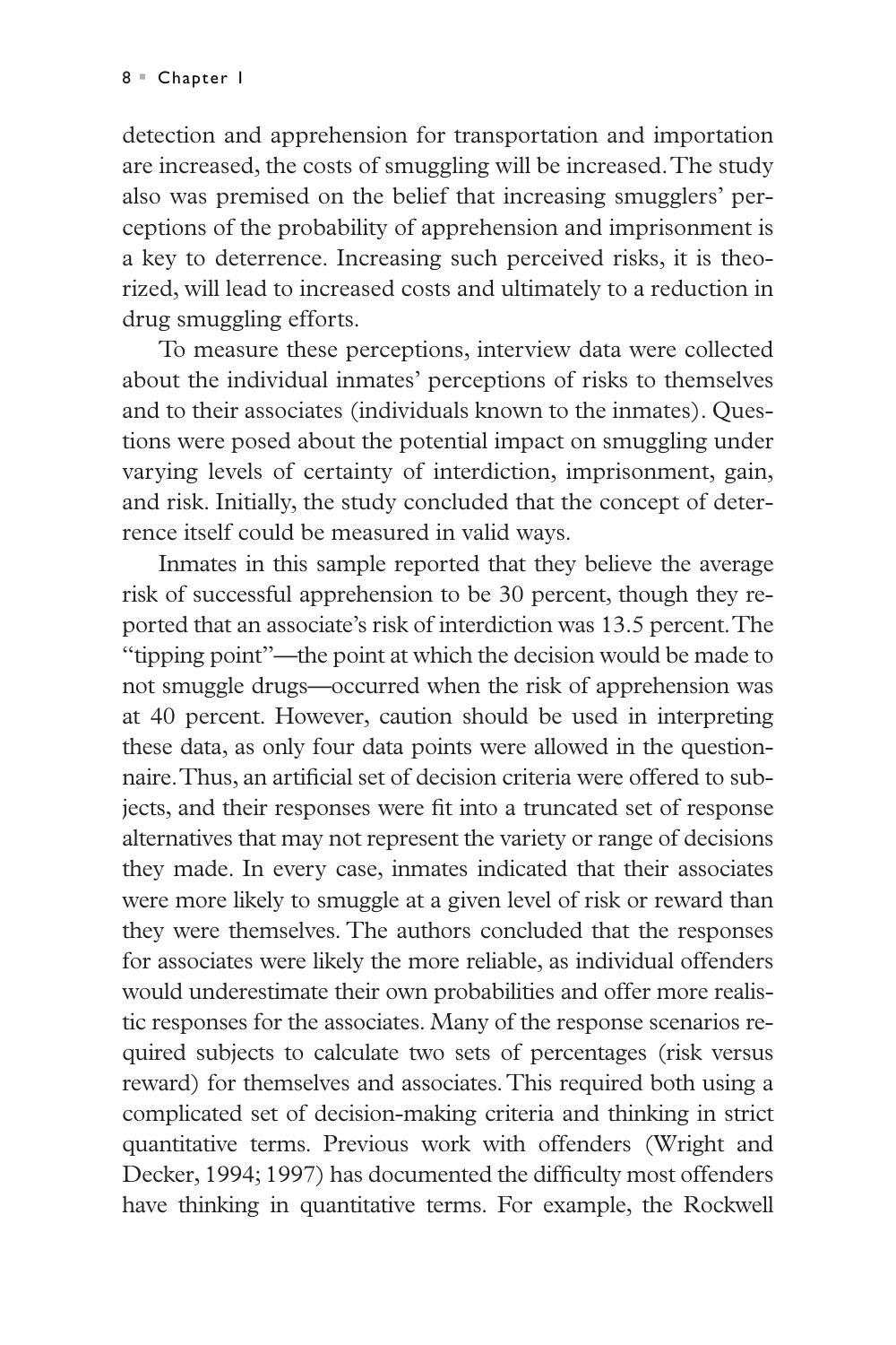detection and apprehension for transportation and importation are increased, the costs of smuggling will be increased. The study also was premised on the belief that increasing smugglers' perceptions of the probability of apprehension and imprisonment is a key to deterrence. Increasing such perceived risks, it is theorized, will lead to increased costs and ultimately to a reduction in drug smuggling efforts.

To measure these perceptions, interview data were collected about the individual inmates' perceptions of risks to themselves and to their associates (individuals known to the inmates). Questions were posed about the potential impact on smuggling under varying levels of certainty of interdiction, imprisonment, gain, and risk. Initially, the study concluded that the concept of deterrence itself could be measured in valid ways.

Inmates in this sample reported that they believe the average risk of successful apprehension to be 30 percent, though they reported that an associate's risk of interdiction was 13.5 percent. The "tipping point"—the point at which the decision would be made to not smuggle drugs—occurred when the risk of apprehension was at 40 percent. However, caution should be used in interpreting these data, as only four data points were allowed in the questionnaire. Thus, an artificial set of decision criteria were offered to subjects, and their responses were fit into a truncated set of response alternatives that may not represent the variety or range of decisions they made. In every case, inmates indicated that their associates were more likely to smuggle at a given level of risk or reward than they were themselves. The authors concluded that the responses for associates were likely the more reliable, as individual offenders would underestimate their own probabilities and offer more realistic responses for the associates. Many of the response scenarios required subjects to calculate two sets of percentages (risk versus reward) for themselves and associates. This required both using a complicated set of decision-making criteria and thinking in strict quantitative terms. Previous work with offenders (Wright and Decker, 1994; 1997) has documented the difficulty most offenders have thinking in quantitative terms. For example, the Rockwell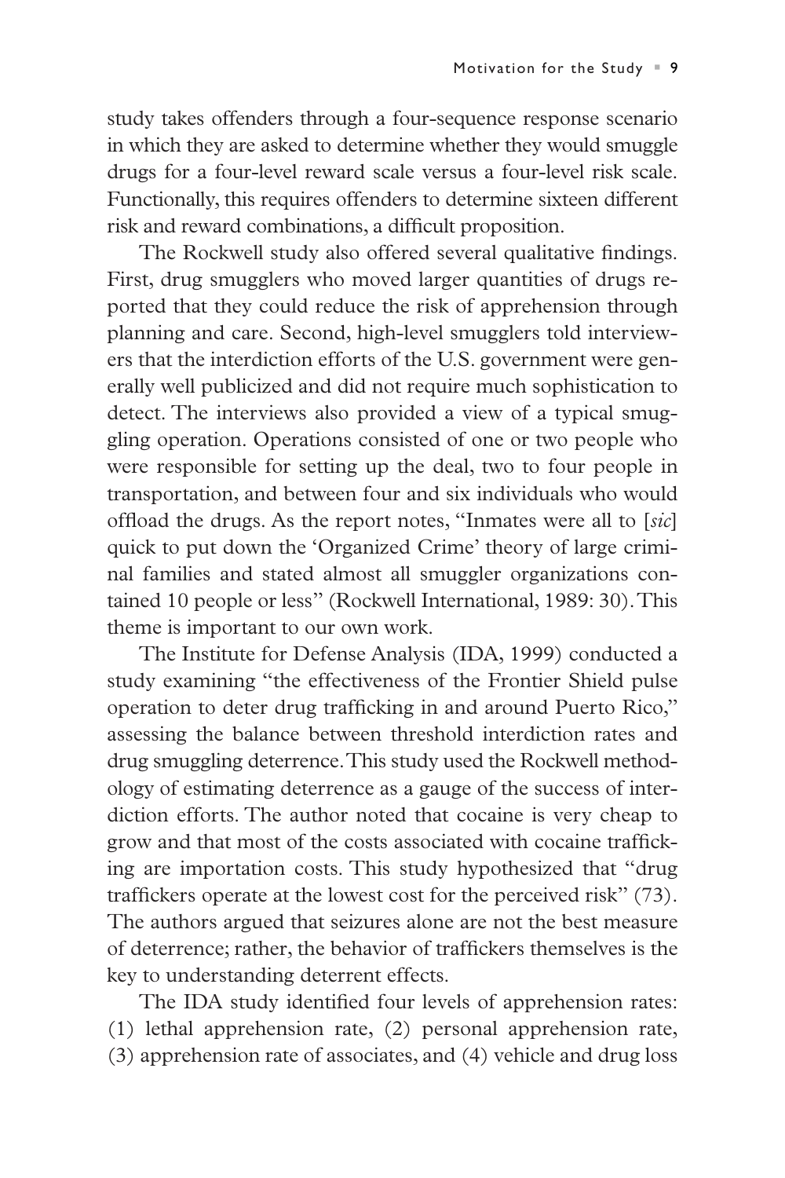study takes offenders through a four-sequence response scenario in which they are asked to determine whether they would smuggle drugs for a four-level reward scale versus a four-level risk scale. Functionally, this requires offenders to determine sixteen different risk and reward combinations, a difficult proposition.

The Rockwell study also offered several qualitative findings. First, drug smugglers who moved larger quantities of drugs reported that they could reduce the risk of apprehension through planning and care. Second, high-level smugglers told interviewers that the interdiction efforts of the U.S. government were generally well publicized and did not require much sophistication to detect. The interviews also provided a view of a typical smuggling operation. Operations consisted of one or two people who were responsible for setting up the deal, two to four people in transportation, and between four and six individuals who would offload the drugs. As the report notes, "Inmates were all to [*sic*] quick to put down the 'Organized Crime' theory of large criminal families and stated almost all smuggler organizations contained 10 people or less" (Rockwell International, 1989: 30). This theme is important to our own work.

The Institute for Defense Analysis (IDA, 1999) conducted a study examining "the effectiveness of the Frontier Shield pulse operation to deter drug trafficking in and around Puerto Rico," assessing the balance between threshold interdiction rates and drug smuggling deterrence. This study used the Rockwell methodology of estimating deterrence as a gauge of the success of interdiction efforts. The author noted that cocaine is very cheap to grow and that most of the costs associated with cocaine trafficking are importation costs. This study hypothesized that "drug traffickers operate at the lowest cost for the perceived risk" (73). The authors argued that seizures alone are not the best measure of deterrence; rather, the behavior of traffickers themselves is the key to understanding deterrent effects.

The IDA study identified four levels of apprehension rates: (1) lethal apprehension rate, (2) personal apprehension rate, (3) apprehension rate of associates, and (4) vehicle and drug loss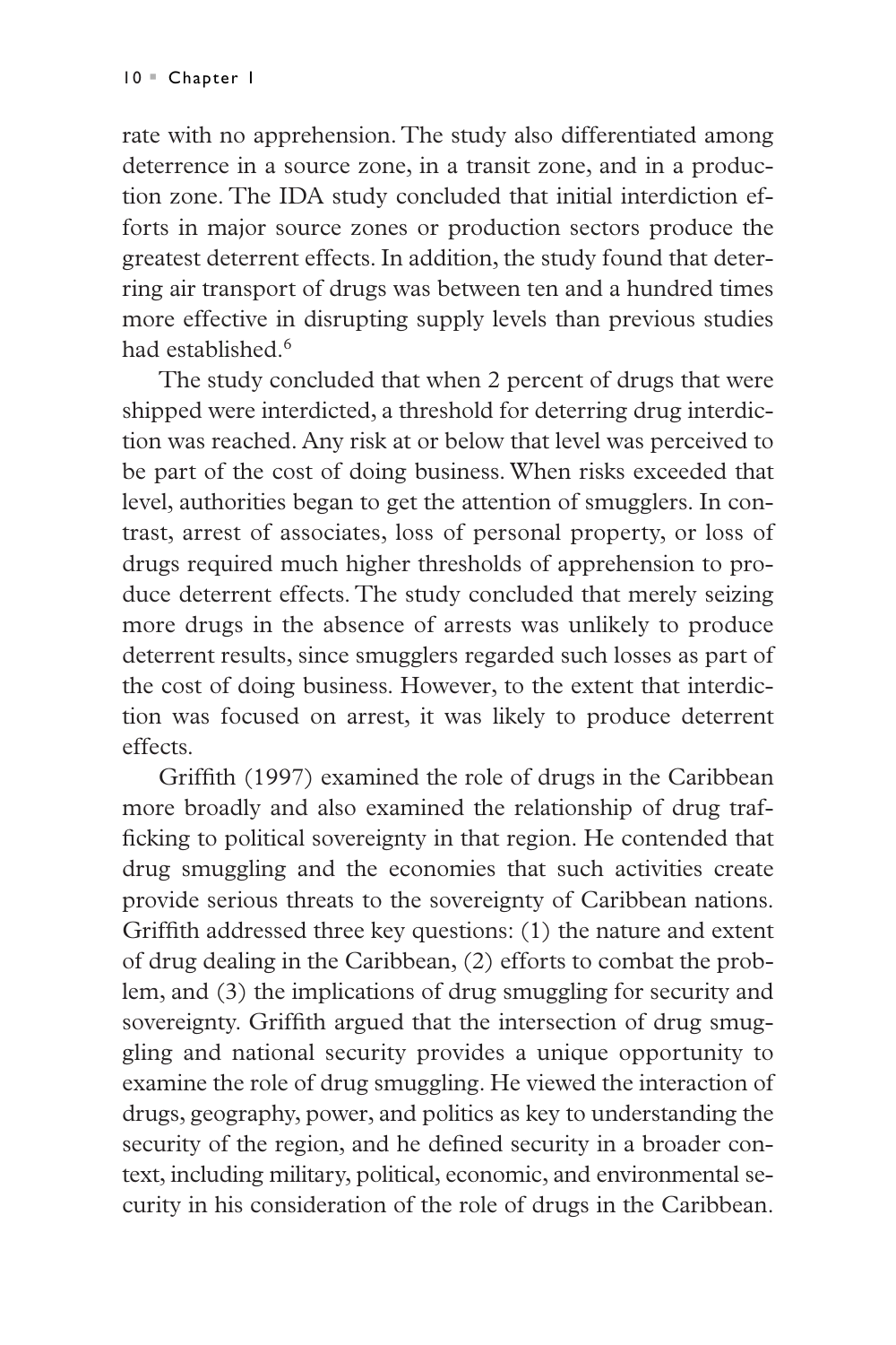rate with no apprehension. The study also differentiated among deterrence in a source zone, in a transit zone, and in a production zone. The IDA study concluded that initial interdiction efforts in major source zones or production sectors produce the greatest deterrent effects. In addition, the study found that deterring air transport of drugs was between ten and a hundred times more effective in disrupting supply levels than previous studies had established.[6]

The study concluded that when 2 percent of drugs that were shipped were interdicted, a threshold for deterring drug interdiction was reached. Any risk at or below that level was perceived to be part of the cost of doing business. When risks exceeded that level, authorities began to get the attention of smugglers. In contrast, arrest of associates, loss of personal property, or loss of drugs required much higher thresholds of apprehension to produce deterrent effects. The study concluded that merely seizing more drugs in the absence of arrests was unlikely to produce deterrent results, since smugglers regarded such losses as part of the cost of doing business. However, to the extent that interdiction was focused on arrest, it was likely to produce deterrent effects.

Griffith (1997) examined the role of drugs in the Caribbean more broadly and also examined the relationship of drug trafficking to political sovereignty in that region. He contended that drug smuggling and the economies that such activities create provide serious threats to the sovereignty of Caribbean nations. Griffith addressed three key questions: (1) the nature and extent of drug dealing in the Caribbean, (2) efforts to combat the problem, and (3) the implications of drug smuggling for security and sovereignty. Griffith argued that the intersection of drug smuggling and national security provides a unique opportunity to examine the role of drug smuggling. He viewed the interaction of drugs, geography, power, and politics as key to understanding the security of the region, and he defined security in a broader context, including military, political, economic, and environmental security in his consideration of the role of drugs in the Caribbean.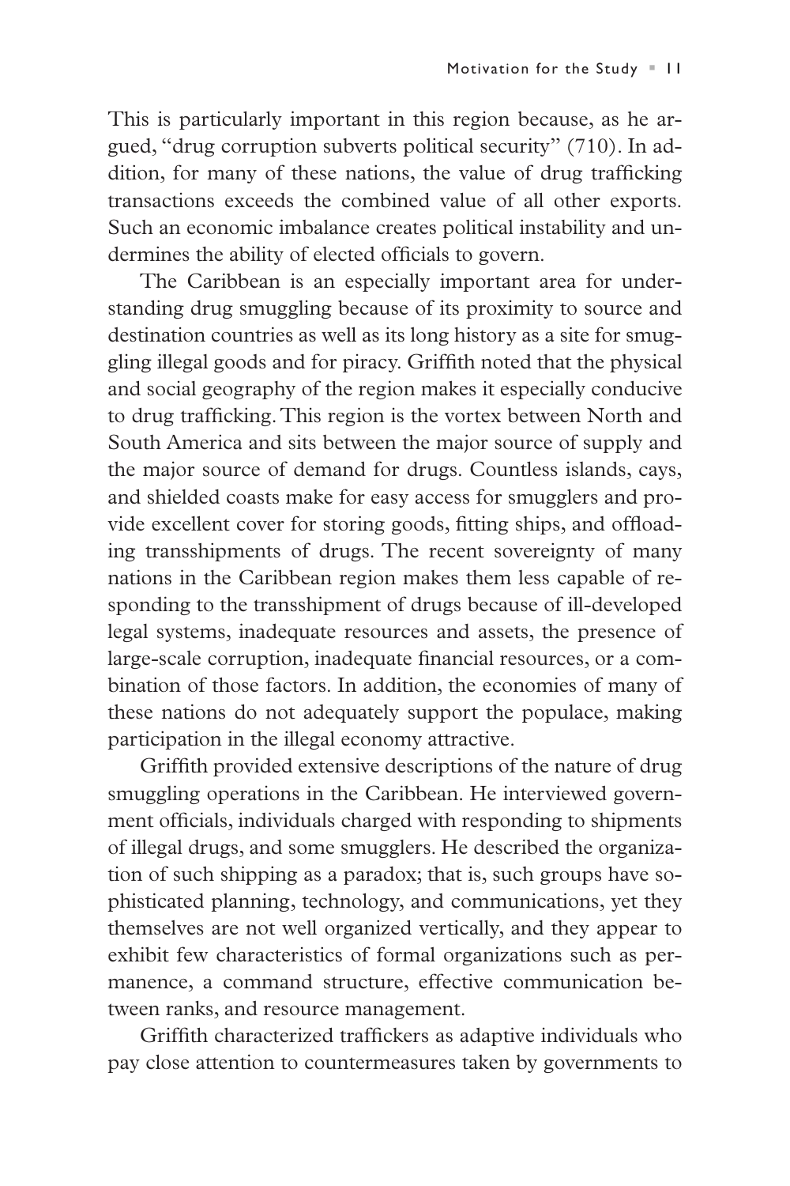This is particularly important in this region because, as he argued, "drug corruption subverts political security" (710). In addition, for many of these nations, the value of drug trafficking transactions exceeds the combined value of all other exports. Such an economic imbalance creates political instability and undermines the ability of elected officials to govern.

The Caribbean is an especially important area for understanding drug smuggling because of its proximity to source and destination countries as well as its long history as a site for smuggling illegal goods and for piracy. Griffith noted that the physical and social geography of the region makes it especially conducive to drug trafficking. This region is the vortex between North and South America and sits between the major source of supply and the major source of demand for drugs. Countless islands, cays, and shielded coasts make for easy access for smugglers and provide excellent cover for storing goods, fitting ships, and offloading transshipments of drugs. The recent sovereignty of many nations in the Caribbean region makes them less capable of responding to the transshipment of drugs because of ill-developed legal systems, inadequate resources and assets, the presence of large-scale corruption, inadequate financial resources, or a combination of those factors. In addition, the economies of many of these nations do not adequately support the populace, making participation in the illegal economy attractive.

Griffith provided extensive descriptions of the nature of drug smuggling operations in the Caribbean. He interviewed government officials, individuals charged with responding to shipments of illegal drugs, and some smugglers. He described the organization of such shipping as a paradox; that is, such groups have sophisticated planning, technology, and communications, yet they themselves are not well organized vertically, and they appear to exhibit few characteristics of formal organizations such as permanence, a command structure, effective communication between ranks, and resource management.

Griffith characterized traffickers as adaptive individuals who pay close attention to countermeasures taken by governments to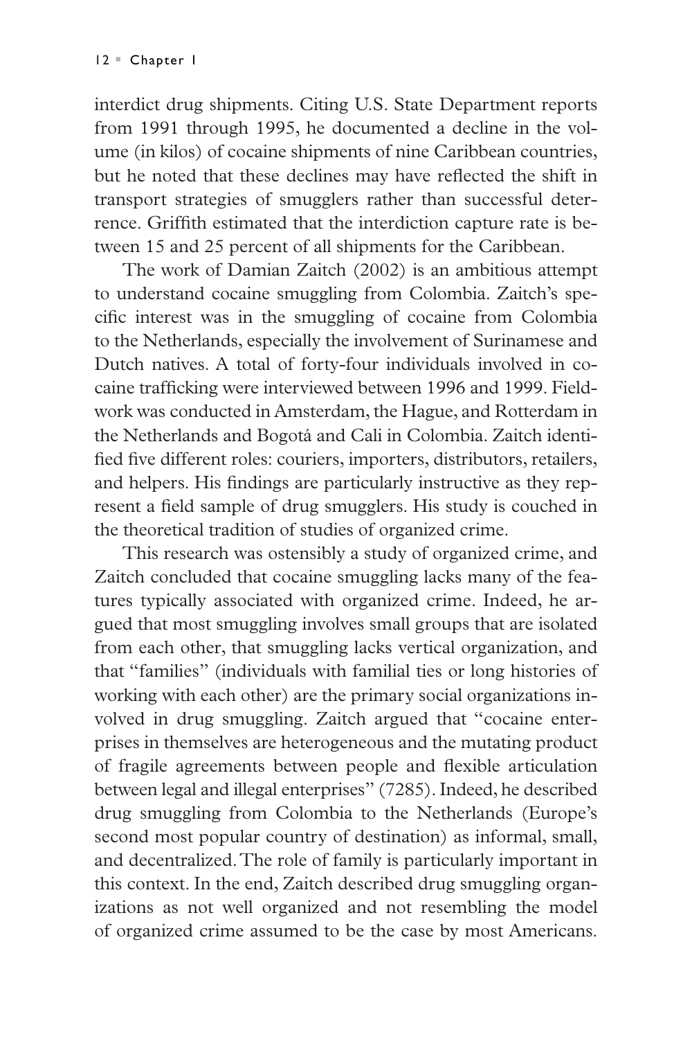interdict drug shipments. Citing U.S. State Department reports from 1991 through 1995, he documented a decline in the volume (in kilos) of cocaine shipments of nine Caribbean countries, but he noted that these declines may have reflected the shift in transport strategies of smugglers rather than successful deterrence. Griffith estimated that the interdiction capture rate is between 15 and 25 percent of all shipments for the Caribbean.

The work of Damian Zaitch (2002) is an ambitious attempt to understand cocaine smuggling from Colombia. Zaitch's specific interest was in the smuggling of cocaine from Colombia to the Netherlands, especially the involvement of Surinamese and Dutch natives. A total of forty-four individuals involved in cocaine trafficking were interviewed between 1996 and 1999. Fieldwork was conducted in Amsterdam, the Hague, and Rotterdam in the Netherlands and Bogotá and Cali in Colombia. Zaitch identified five different roles: couriers, importers, distributors, retailers, and helpers. His findings are particularly instructive as they represent a field sample of drug smugglers. His study is couched in the theoretical tradition of studies of organized crime.

This research was ostensibly a study of organized crime, and Zaitch concluded that cocaine smuggling lacks many of the features typically associated with organized crime. Indeed, he argued that most smuggling involves small groups that are isolated from each other, that smuggling lacks vertical organization, and that "families" (individuals with familial ties or long histories of working with each other) are the primary social organizations involved in drug smuggling. Zaitch argued that "cocaine enterprises in themselves are heterogeneous and the mutating product of fragile agreements between people and flexible articulation between legal and illegal enterprises" (7285). Indeed, he described drug smuggling from Colombia to the Netherlands (Europe's second most popular country of destination) as informal, small, and decentralized. The role of family is particularly important in this context. In the end, Zaitch described drug smuggling organizations as not well organized and not resembling the model of organized crime assumed to be the case by most Americans.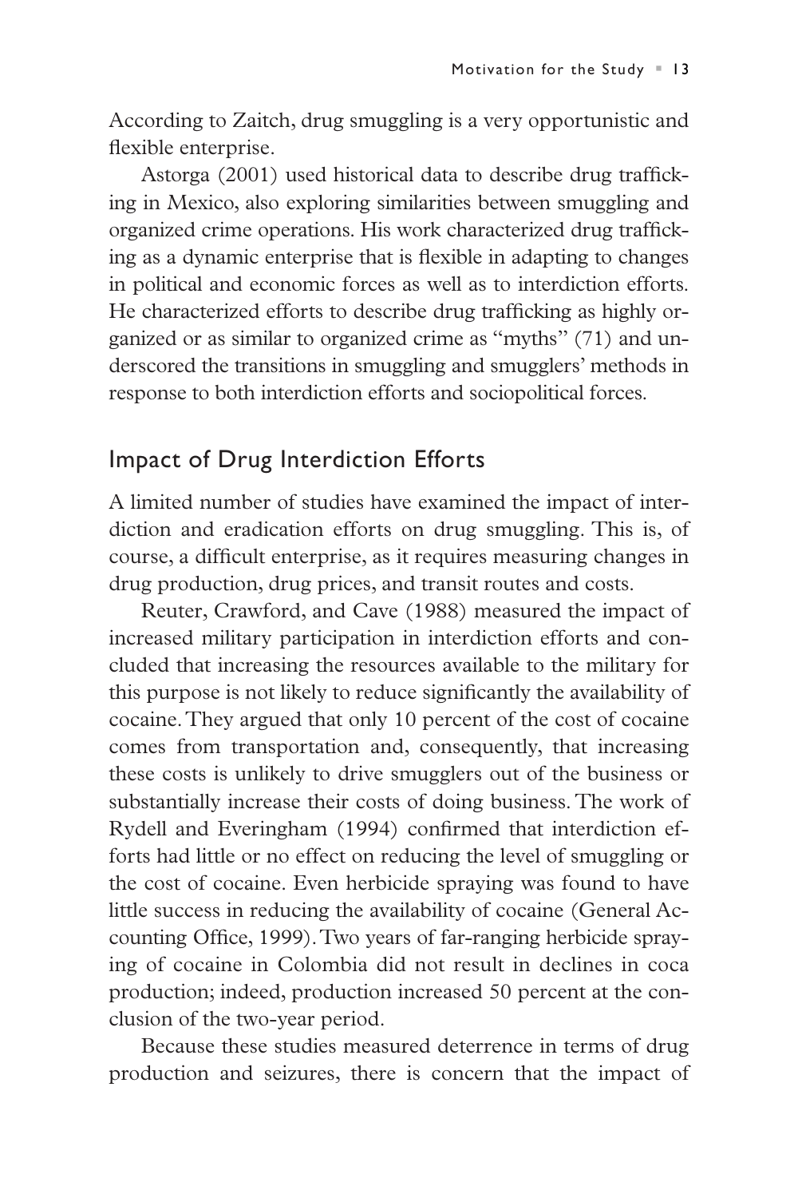According to Zaitch, drug smuggling is a very opportunistic and flexible enterprise.

Astorga (2001) used historical data to describe drug trafficking in Mexico, also exploring similarities between smuggling and organized crime operations. His work characterized drug trafficking as a dynamic enterprise that is flexible in adapting to changes in political and economic forces as well as to interdiction efforts. He characterized efforts to describe drug trafficking as highly organized or as similar to organized crime as "myths" (71) and underscored the transitions in smuggling and smugglers' methods in response to both interdiction efforts and sociopolitical forces.

## Impact of Drug Interdiction Efforts

A limited number of studies have examined the impact of interdiction and eradication efforts on drug smuggling. This is, of course, a difficult enterprise, as it requires measuring changes in drug production, drug prices, and transit routes and costs.

Reuter, Crawford, and Cave (1988) measured the impact of increased military participation in interdiction efforts and concluded that increasing the resources available to the military for this purpose is not likely to reduce significantly the availability of cocaine. They argued that only 10 percent of the cost of cocaine comes from transportation and, consequently, that increasing these costs is unlikely to drive smugglers out of the business or substantially increase their costs of doing business. The work of Rydell and Everingham (1994) confirmed that interdiction efforts had little or no effect on reducing the level of smuggling or the cost of cocaine. Even herbicide spraying was found to have little success in reducing the availability of cocaine (General Accounting Office, 1999). Two years of far-ranging herbicide spraying of cocaine in Colombia did not result in declines in coca production; indeed, production increased 50 percent at the conclusion of the two-year period.

Because these studies measured deterrence in terms of drug production and seizures, there is concern that the impact of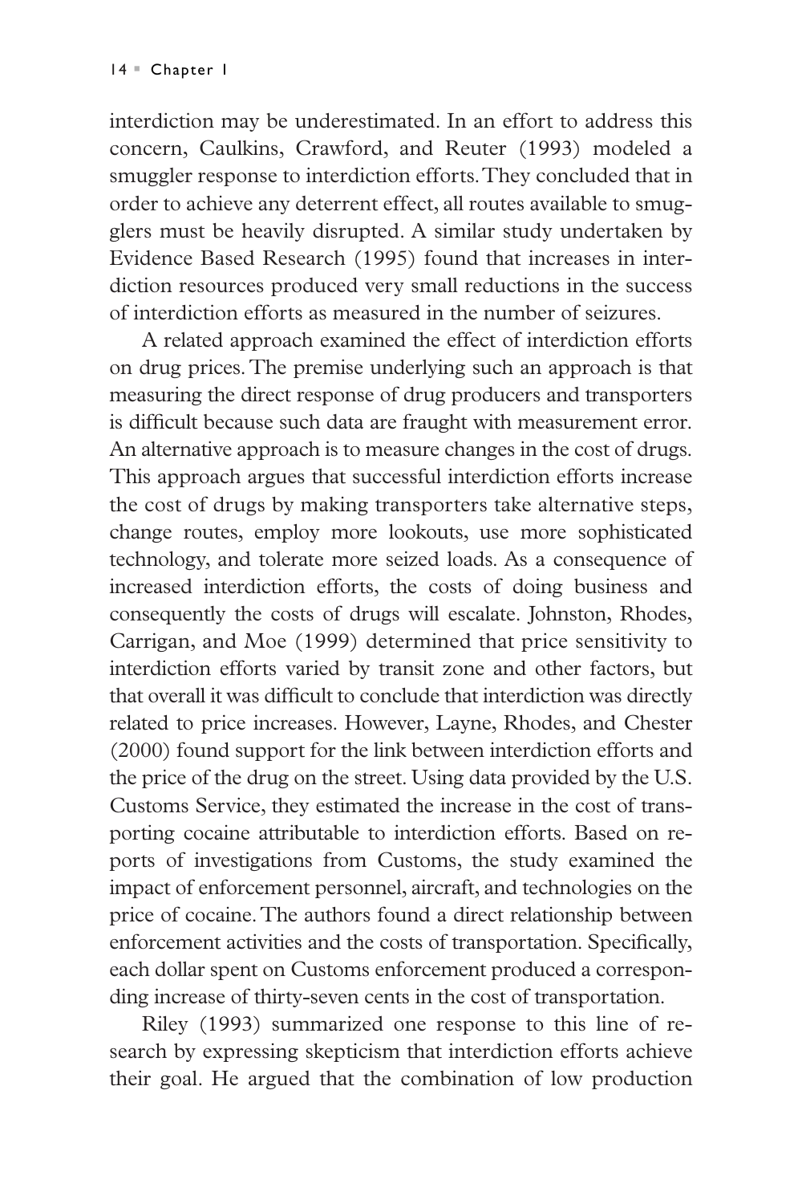interdiction may be underestimated. In an effort to address this concern, Caulkins, Crawford, and Reuter (1993) modeled a smuggler response to interdiction efforts. They concluded that in order to achieve any deterrent effect, all routes available to smugglers must be heavily disrupted. A similar study undertaken by Evidence Based Research (1995) found that increases in interdiction resources produced very small reductions in the success of interdiction efforts as measured in the number of seizures.

A related approach examined the effect of interdiction efforts on drug prices. The premise underlying such an approach is that measuring the direct response of drug producers and transporters is difficult because such data are fraught with measurement error. An alternative approach is to measure changes in the cost of drugs. This approach argues that successful interdiction efforts increase the cost of drugs by making transporters take alternative steps, change routes, employ more lookouts, use more sophisticated technology, and tolerate more seized loads. As a consequence of increased interdiction efforts, the costs of doing business and consequently the costs of drugs will escalate. Johnston, Rhodes, Carrigan, and Moe (1999) determined that price sensitivity to interdiction efforts varied by transit zone and other factors, but that overall it was difficult to conclude that interdiction was directly related to price increases. However, Layne, Rhodes, and Chester (2000) found support for the link between interdiction efforts and the price of the drug on the street. Using data provided by the U.S. Customs Service, they estimated the increase in the cost of transporting cocaine attributable to interdiction efforts. Based on reports of investigations from Customs, the study examined the impact of enforcement personnel, aircraft, and technologies on the price of cocaine. The authors found a direct relationship between enforcement activities and the costs of transportation. Specifically, each dollar spent on Customs enforcement produced a corresponding increase of thirty-seven cents in the cost of transportation.

Riley (1993) summarized one response to this line of research by expressing skepticism that interdiction efforts achieve their goal. He argued that the combination of low production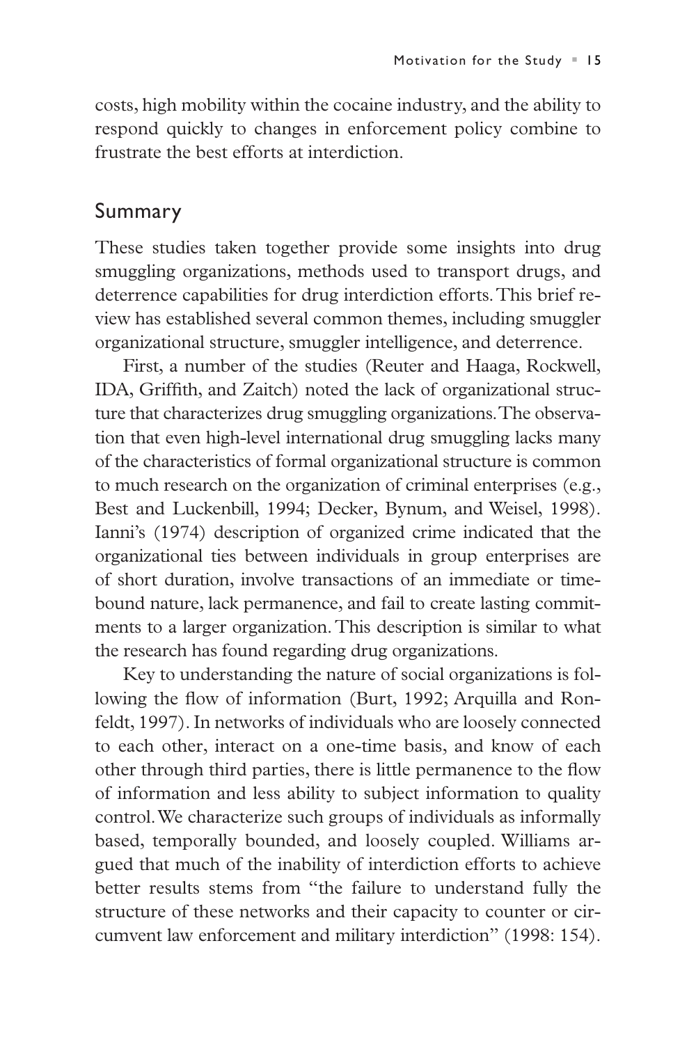costs, high mobility within the cocaine industry, and the ability to respond quickly to changes in enforcement policy combine to frustrate the best efforts at interdiction.

## Summary

These studies taken together provide some insights into drug smuggling organizations, methods used to transport drugs, and deterrence capabilities for drug interdiction efforts. This brief review has established several common themes, including smuggler organizational structure, smuggler intelligence, and deterrence.

First, a number of the studies (Reuter and Haaga, Rockwell, IDA, Griffith, and Zaitch) noted the lack of organizational structure that characterizes drug smuggling organizations. The observation that even high-level international drug smuggling lacks many of the characteristics of formal organizational structure is common to much research on the organization of criminal enterprises (e.g., Best and Luckenbill, 1994; Decker, Bynum, and Weisel, 1998). Ianni's (1974) description of organized crime indicated that the organizational ties between individuals in group enterprises are of short duration, involve transactions of an immediate or time-bound nature, lack permanence, and fail to create lasting commitments to a larger organization. This description is similar to what the research has found regarding drug organizations.

Key to understanding the nature of social organizations is following the flow of information (Burt, 1992; Arquilla and Ronfeldt, 1997). In networks of individuals who are loosely connected to each other, interact on a one-time basis, and know of each other through third parties, there is little permanence to the flow of information and less ability to subject information to quality control. We characterize such groups of individuals as informally based, temporally bounded, and loosely coupled. Williams argued that much of the inability of interdiction efforts to achieve better results stems from "the failure to understand fully the structure of these networks and their capacity to counter or circumvent law enforcement and military interdiction" (1998: 154).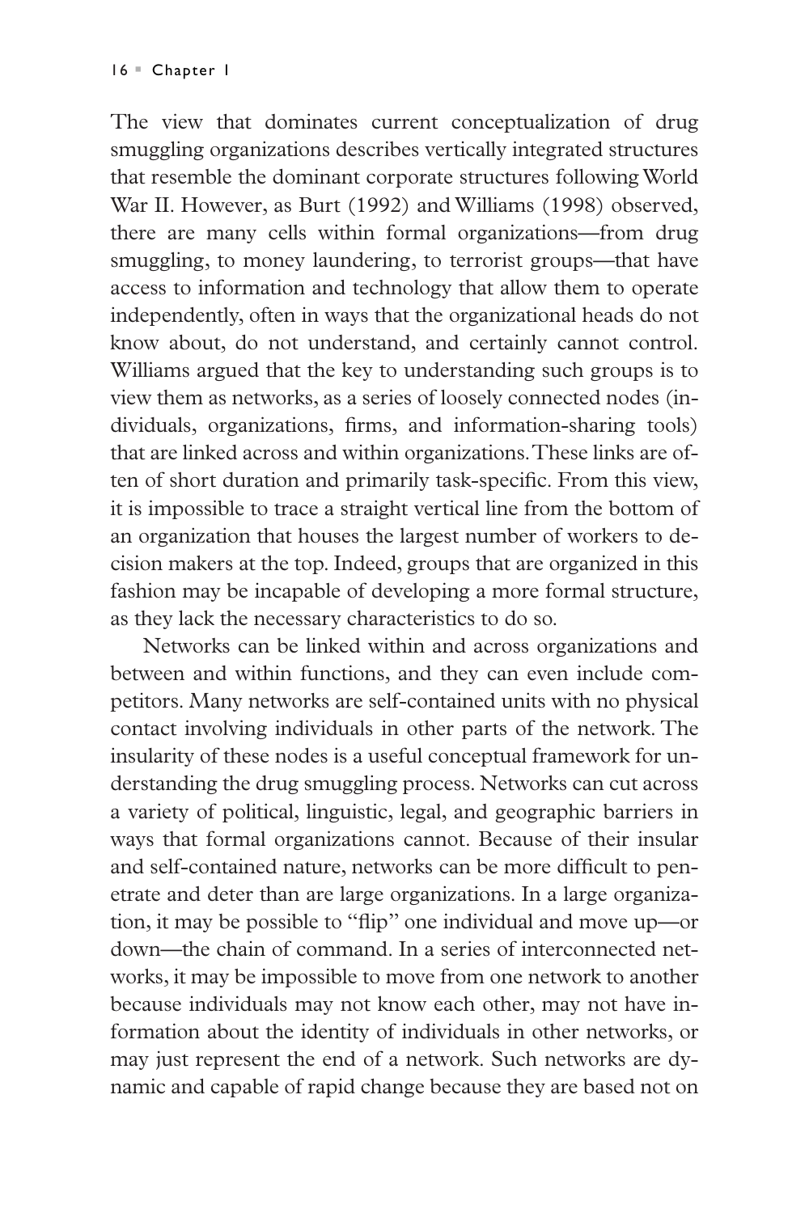The view that dominates current conceptualization of drug smuggling organizations describes vertically integrated structures that resemble the dominant corporate structures following World War II. However, as Burt (1992) and Williams (1998) observed, there are many cells within formal organizations—from drug smuggling, to money laundering, to terrorist groups—that have access to information and technology that allow them to operate independently, often in ways that the organizational heads do not know about, do not understand, and certainly cannot control. Williams argued that the key to understanding such groups is to view them as networks, as a series of loosely connected nodes (individuals, organizations, firms, and information-sharing tools) that are linked across and within organizations. These links are often of short duration and primarily task-specific. From this view, it is impossible to trace a straight vertical line from the bottom of an organization that houses the largest number of workers to decision makers at the top. Indeed, groups that are organized in this fashion may be incapable of developing a more formal structure, as they lack the necessary characteristics to do so.

Networks can be linked within and across organizations and between and within functions, and they can even include competitors. Many networks are self-contained units with no physical contact involving individuals in other parts of the network. The insularity of these nodes is a useful conceptual framework for understanding the drug smuggling process. Networks can cut across a variety of political, linguistic, legal, and geographic barriers in ways that formal organizations cannot. Because of their insular and self-contained nature, networks can be more difficult to penetrate and deter than are large organizations. In a large organization, it may be possible to "flip" one individual and move up—or down—the chain of command. In a series of interconnected networks, it may be impossible to move from one network to another because individuals may not know each other, may not have information about the identity of individuals in other networks, or may just represent the end of a network. Such networks are dynamic and capable of rapid change because they are based not on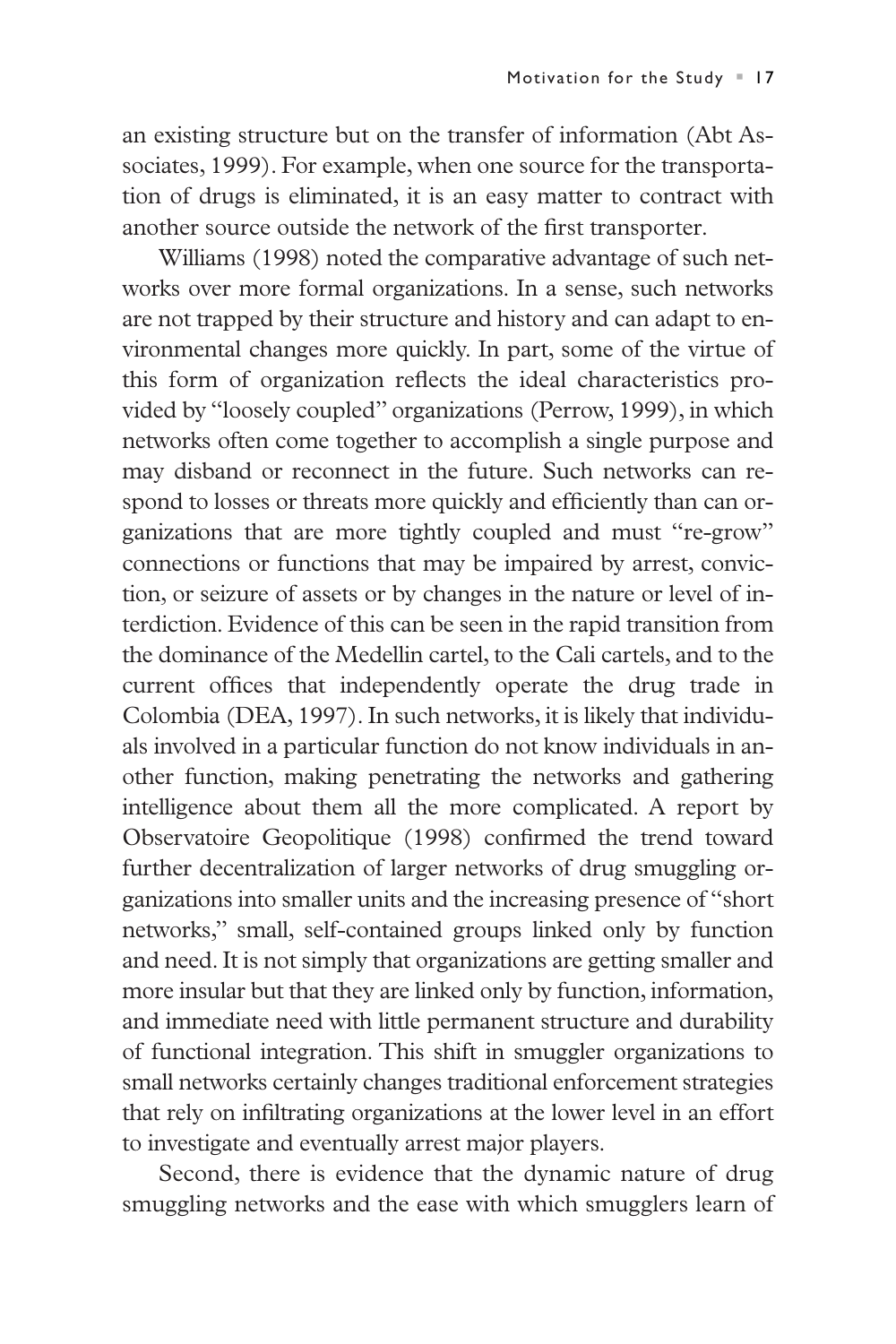an existing structure but on the transfer of information (Abt Associates, 1999). For example, when one source for the transportation of drugs is eliminated, it is an easy matter to contract with another source outside the network of the first transporter.

Williams (1998) noted the comparative advantage of such networks over more formal organizations. In a sense, such networks are not trapped by their structure and history and can adapt to environmental changes more quickly. In part, some of the virtue of this form of organization reflects the ideal characteristics provided by "loosely coupled" organizations (Perrow, 1999), in which networks often come together to accomplish a single purpose and may disband or reconnect in the future. Such networks can respond to losses or threats more quickly and efficiently than can organizations that are more tightly coupled and must "re-grow" connections or functions that may be impaired by arrest, conviction, or seizure of assets or by changes in the nature or level of interdiction. Evidence of this can be seen in the rapid transition from the dominance of the Medellin cartel, to the Cali cartels, and to the current offices that independently operate the drug trade in Colombia (DEA, 1997). In such networks, it is likely that individuals involved in a particular function do not know individuals in another function, making penetrating the networks and gathering intelligence about them all the more complicated. A report by Observatoire Geopolitique (1998) confirmed the trend toward further decentralization of larger networks of drug smuggling organizations into smaller units and the increasing presence of "short networks," small, self-contained groups linked only by function and need. It is not simply that organizations are getting smaller and more insular but that they are linked only by function, information, and immediate need with little permanent structure and durability of functional integration. This shift in smuggler organizations to small networks certainly changes traditional enforcement strategies that rely on infiltrating organizations at the lower level in an effort to investigate and eventually arrest major players.

Second, there is evidence that the dynamic nature of drug smuggling networks and the ease with which smugglers learn of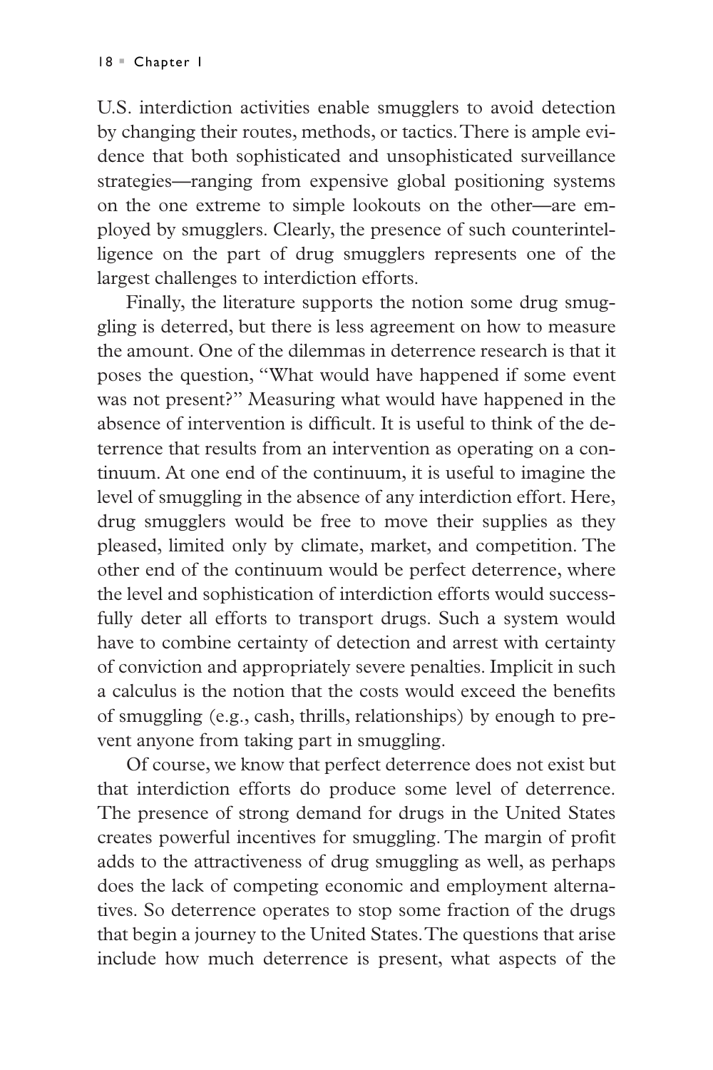U.S. interdiction activities enable smugglers to avoid detection by changing their routes, methods, or tactics. There is ample evidence that both sophisticated and unsophisticated surveillance strategies—ranging from expensive global positioning systems on the one extreme to simple lookouts on the other—are employed by smugglers. Clearly, the presence of such counterintelligence on the part of drug smugglers represents one of the largest challenges to interdiction efforts.

Finally, the literature supports the notion some drug smuggling is deterred, but there is less agreement on how to measure the amount. One of the dilemmas in deterrence research is that it poses the question, "What would have happened if some event was not present?" Measuring what would have happened in the absence of intervention is difficult. It is useful to think of the deterrence that results from an intervention as operating on a continuum. At one end of the continuum, it is useful to imagine the level of smuggling in the absence of any interdiction effort. Here, drug smugglers would be free to move their supplies as they pleased, limited only by climate, market, and competition. The other end of the continuum would be perfect deterrence, where the level and sophistication of interdiction efforts would successfully deter all efforts to transport drugs. Such a system would have to combine certainty of detection and arrest with certainty of conviction and appropriately severe penalties. Implicit in such a calculus is the notion that the costs would exceed the benefits of smuggling (e.g., cash, thrills, relationships) by enough to prevent anyone from taking part in smuggling.

Of course, we know that perfect deterrence does not exist but that interdiction efforts do produce some level of deterrence. The presence of strong demand for drugs in the United States creates powerful incentives for smuggling. The margin of profit adds to the attractiveness of drug smuggling as well, as perhaps does the lack of competing economic and employment alternatives. So deterrence operates to stop some fraction of the drugs that begin a journey to the United States. The questions that arise include how much deterrence is present, what aspects of the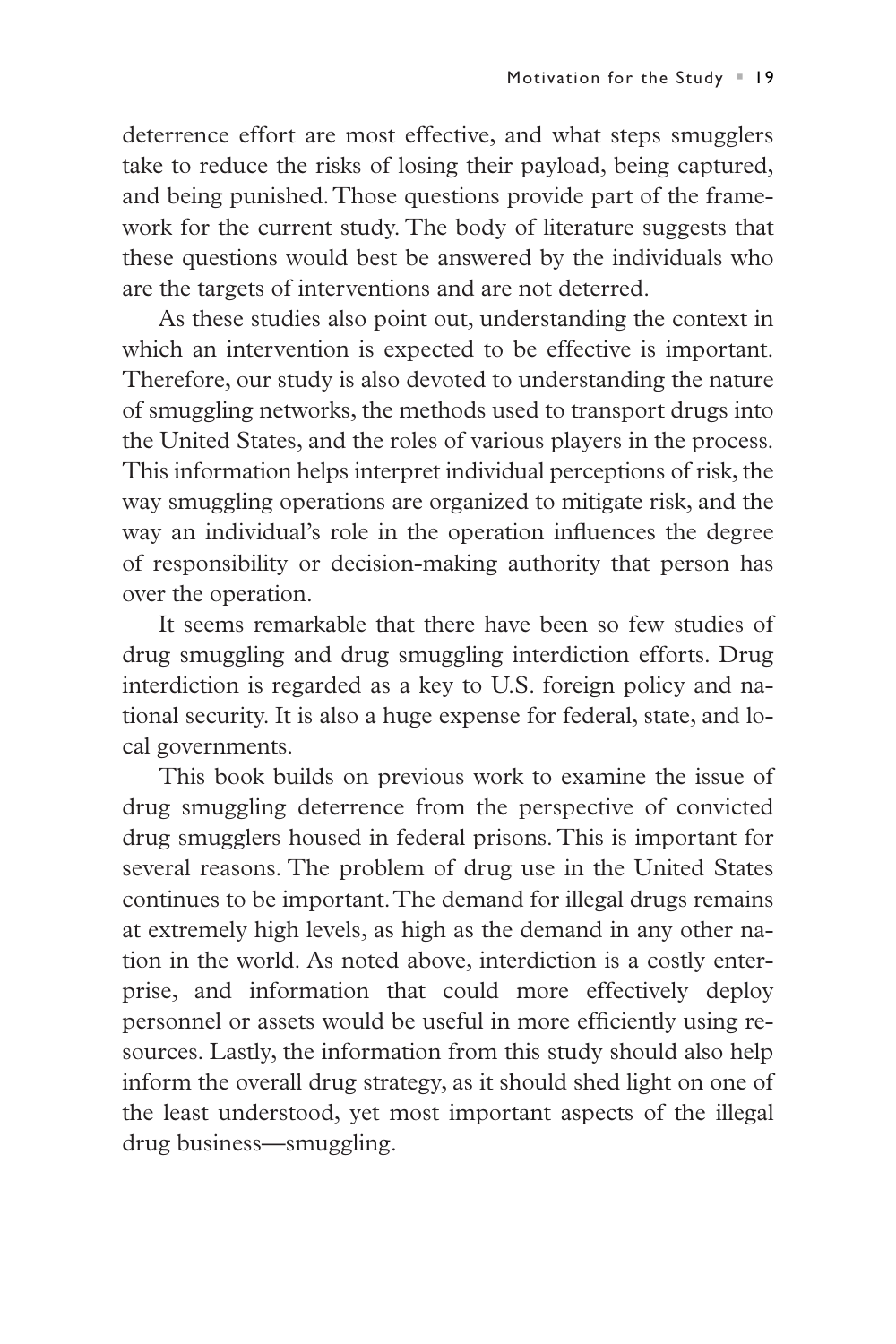deterrence effort are most effective, and what steps smugglers take to reduce the risks of losing their payload, being captured, and being punished. Those questions provide part of the framework for the current study. The body of literature suggests that these questions would best be answered by the individuals who are the targets of interventions and are not deterred.

As these studies also point out, understanding the context in which an intervention is expected to be effective is important. Therefore, our study is also devoted to understanding the nature of smuggling networks, the methods used to transport drugs into the United States, and the roles of various players in the process. This information helps interpret individual perceptions of risk, the way smuggling operations are organized to mitigate risk, and the way an individual's role in the operation influences the degree of responsibility or decision-making authority that person has over the operation.

It seems remarkable that there have been so few studies of drug smuggling and drug smuggling interdiction efforts. Drug interdiction is regarded as a key to U.S. foreign policy and national security. It is also a huge expense for federal, state, and local governments.

This book builds on previous work to examine the issue of drug smuggling deterrence from the perspective of convicted drug smugglers housed in federal prisons. This is important for several reasons. The problem of drug use in the United States continues to be important. The demand for illegal drugs remains at extremely high levels, as high as the demand in any other nation in the world. As noted above, interdiction is a costly enterprise, and information that could more effectively deploy personnel or assets would be useful in more efficiently using resources. Lastly, the information from this study should also help inform the overall drug strategy, as it should shed light on one of the least understood, yet most important aspects of the illegal drug business—smuggling.